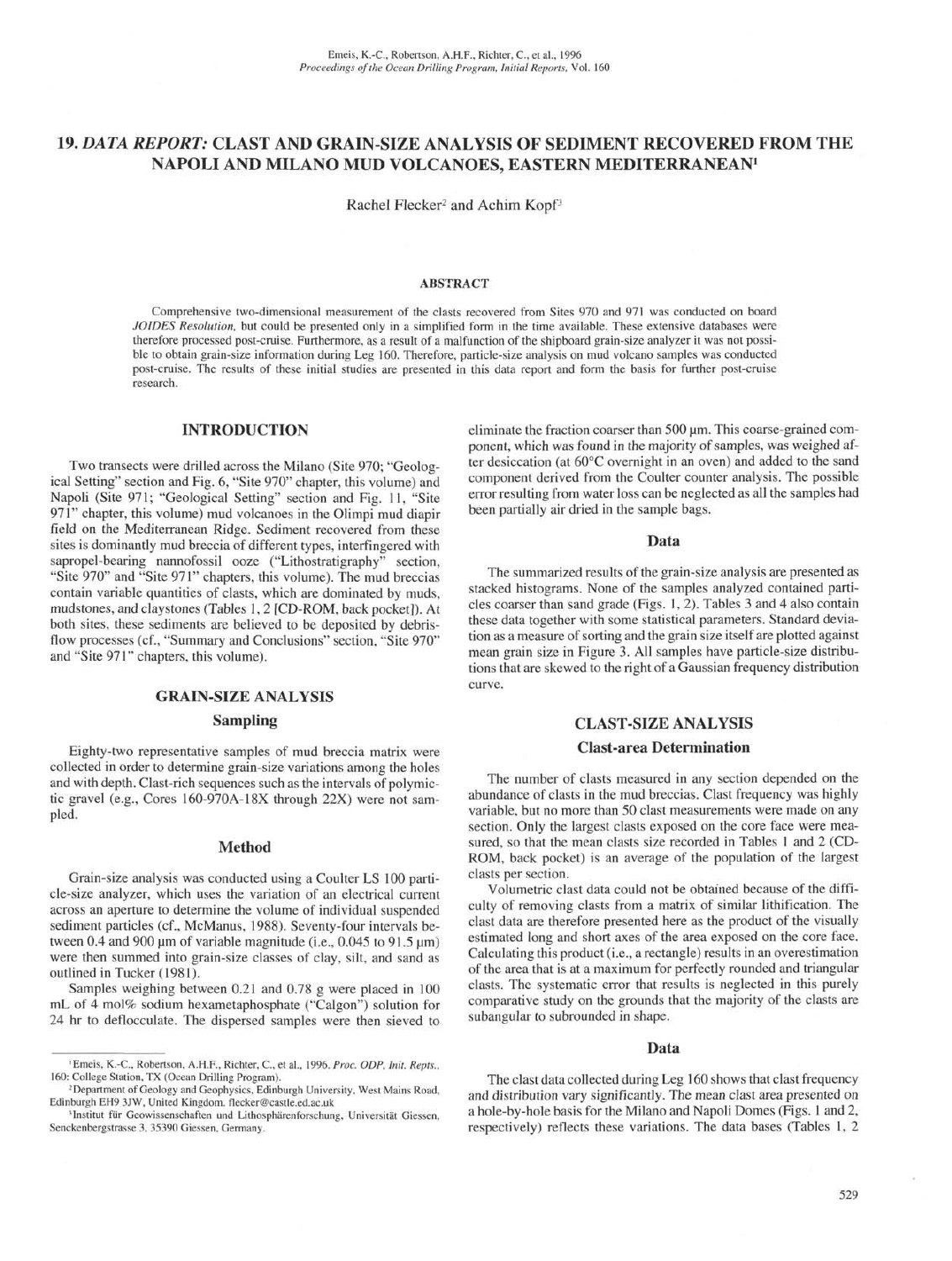# 19. *DATA REPORT:* CLAST AND GRAIN-SIZE ANALYSIS OF SEDIMENT RECOVERED FROM THE NAPOLI AND MILANO MUD VOLCANOES, EASTERN MEDITERRANEAN[1]

Rachel Flecker[2] and Achim Kopf[3]

## ABSTRACT

Comprehensive two-dimensional measurement of the clasts recovered from Sites 970 and 971 was conducted on board *JOIDES Resolution*, but could be presented only in a simplified form in the time available. These extensive databases were therefore processed post-cruise. Furthermore, as a result of a malfunction of the shipboard grain-size analyzer it was not possible to obtain grain-size information during Leg 160. Therefore, particle-size analysis on mud volcano samples was conducted post-cruise. The results of these initial studies are presented in this data report and form the basis for further post-cruise research.

## INTRODUCTION

Two transects were drilled across the Milano (Site 970; "Geological Setting" section and Fig. 6, "Site 970" chapter, this volume) and Napoli (Site 971; "Geological Setting" section and Fig. 11, "Site 971" chapter, this volume) mud volcanoes in the Olimpi mud diapir field on the Mediterranean Ridge. Sediment recovered from these sites is dominantly mud breccia of different types, interfingered with sapropel-bearing nannofossil ooze ("Lithostratigraphy" section, "Site 970" and "Site 971" chapters, this volume). The mud breccias contain variable quantities of clasts, which are dominated by muds, mudstones, and claystones (Tables 1, 2 [CD-ROM, back pocket]). At both sites, these sediments are believed to be deposited by debris-flow processes (cf., "Summary and Conclusions" section, "Site 970" and "Site 971" chapters, this volume).

## GRAIN-SIZE ANALYSIS

### Sampling

Eighty-two representative samples of mud breccia matrix were collected in order to determine grain-size variations among the holes and with depth. Clast-rich sequences such as the intervals of polymictic gravel (e.g., Cores 160-970A-18X through 22X) were not sampled.

### Method

Grain-size analysis was conducted using a Coulter LS 100 particle-size analyzer, which uses the variation of an electrical current across an aperture to determine the volume of individual suspended sediment particles (cf., McManus, 1988). Seventy-four intervals between 0.4 and 900 µm of variable magnitude (i.e., 0.045 to 91.5 µm) were then summed into grain-size classes of clay, silt, and sand as outlined in Tucker (1981).

Samples weighing between 0.21 and 0.78 g were placed in 100 mL of 4 mol% sodium hexametaphosphate ("Calgon") solution for 24 hr to deflocculate. The dispersed samples were then sieved to eliminate the fraction coarser than 500 µm. This coarse-grained component, which was found in the majority of samples, was weighed after desiccation (at 60°C overnight in an oven) and added to the sand component derived from the Coulter counter analysis. The possible error resulting from water loss can be neglected as all the samples had been partially air dried in the sample bags.

### Data

The summarized results of the grain-size analysis are presented as stacked histograms. None of the samples analyzed contained particles coarser than sand grade (Figs. 1, 2). Tables 3 and 4 also contain these data together with some statistical parameters. Standard deviation as a measure of sorting and the grain size itself are plotted against mean grain size in Figure 3. All samples have particle-size distributions that are skewed to the right of a Gaussian frequency distribution curve.

## CLAST-SIZE ANALYSIS

### Clast-area Determination

The number of clasts measured in any section depended on the abundance of clasts in the mud breccias. Clast frequency was highly variable, but no more than 50 clast measurements were made on any section. Only the largest clasts exposed on the core face were measured, so that the mean clasts size recorded in Tables 1 and 2 (CD-ROM, back pocket) is an average of the population of the largest clasts per section.

Volumetric clast data could not be obtained because of the difficulty of removing clasts from a matrix of similar lithification. The clast data are therefore presented here as the product of the visually estimated long and short axes of the area exposed on the core face. Calculating this product (i.e., a rectangle) results in an overestimation of the area that is at a maximum for perfectly rounded and triangular clasts. The systematic error that results is neglected in this purely comparative study on the grounds that the majority of the clasts are subangular to subrounded in shape.

### Data

The clast data collected during Leg 160 shows that clast frequency and distribution vary significantly. The mean clast area presented on a hole-by-hole basis for the Milano and Napoli Domes (Figs. 1 and 2, respectively) reflects these variations. The data bases (Tables 1, 2

---

[1] Emeis, K.-C., Robertson, A.H.F., Richter, C., et al., 1996. *Proc. ODP, Init. Repts.*, 160: College Station, TX (Ocean Drilling Program).

[2] Department of Geology and Geophysics, Edinburgh University, West Mains Road, Edinburgh EH9 3JW, United Kingdom. flecker@castle.ed.ac.uk

[3] Institut für Geowissenschaften und Lithosphärenforschung, Universität Giessen, Senckenbergstrasse 3, 35390 Giessen, Germany.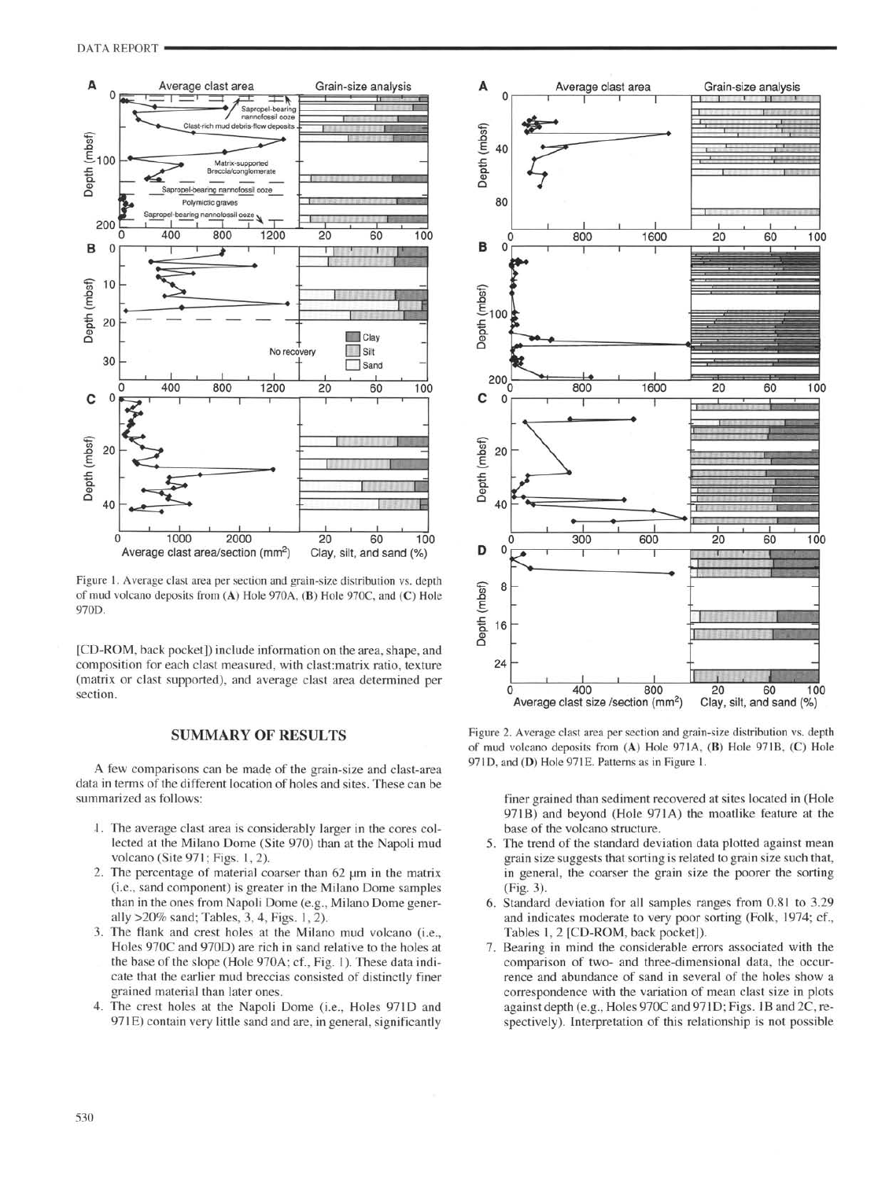Figure 1. Average clast area per section and grain-size distribution vs. depth of mud volcano deposits from (A) Hole 970A, (B) Hole 970C, and (C) Hole 970D.

[CD-ROM, back pocket]) include information on the area, shape, and composition for each clast measured, with clast:matrix ratio, texture (matrix or clast supported), and average clast area determined per section.

## SUMMARY OF RESULTS

A few comparisons can be made of the grain-size and clast-area data in terms of the different location of holes and sites. These can be summarized as follows:

1. The average clast area is considerably larger in the cores collected at the Milano Dome (Site 970) than at the Napoli mud volcano (Site 971; Figs. 1, 2).
2. The percentage of material coarser than 62 µm in the matrix (i.e., sand component) is greater in the Milano Dome samples than in the ones from Napoli Dome (e.g., Milano Dome generally >20% sand; Tables, 3, 4, Figs. 1, 2).
3. The flank and crest holes at the Milano mud volcano (i.e., Holes 970C and 970D) are rich in sand relative to the holes at the base of the slope (Hole 970A; cf., Fig. 1). These data indicate that the earlier mud breccias consisted of distinctly finer grained material than later ones.
4. The crest holes at the Napoli Dome (i.e., Holes 971D and 971E) contain very little sand and are, in general, significantly finer grained than sediment recovered at sites located in (Hole 971B) and beyond (Hole 971A) the moatlike feature at the base of the volcano structure.
5. The trend of the standard deviation data plotted against mean grain size suggests that sorting is related to grain size such that, in general, the coarser the grain size the poorer the sorting (Fig. 3).
6. Standard deviation for all samples ranges from 0.81 to 3.29 and indicates moderate to very poor sorting (Folk, 1974; cf., Tables 1, 2 [CD-ROM, back pocket]).
7. Bearing in mind the considerable errors associated with the comparison of two- and three-dimensional data, the occurrence and abundance of sand in several of the holes show a correspondence with the variation of mean clast size in plots against depth (e.g., Holes 970C and 971D; Figs. 1B and 2C, respectively). Interpretation of this relationship is not possible

Figure 2. Average clast area per section and grain-size distribution vs. depth of mud volcano deposits from (A) Hole 971A, (B) Hole 971B, (C) Hole 971D, and (D) Hole 971E. Patterns as in Figure 1.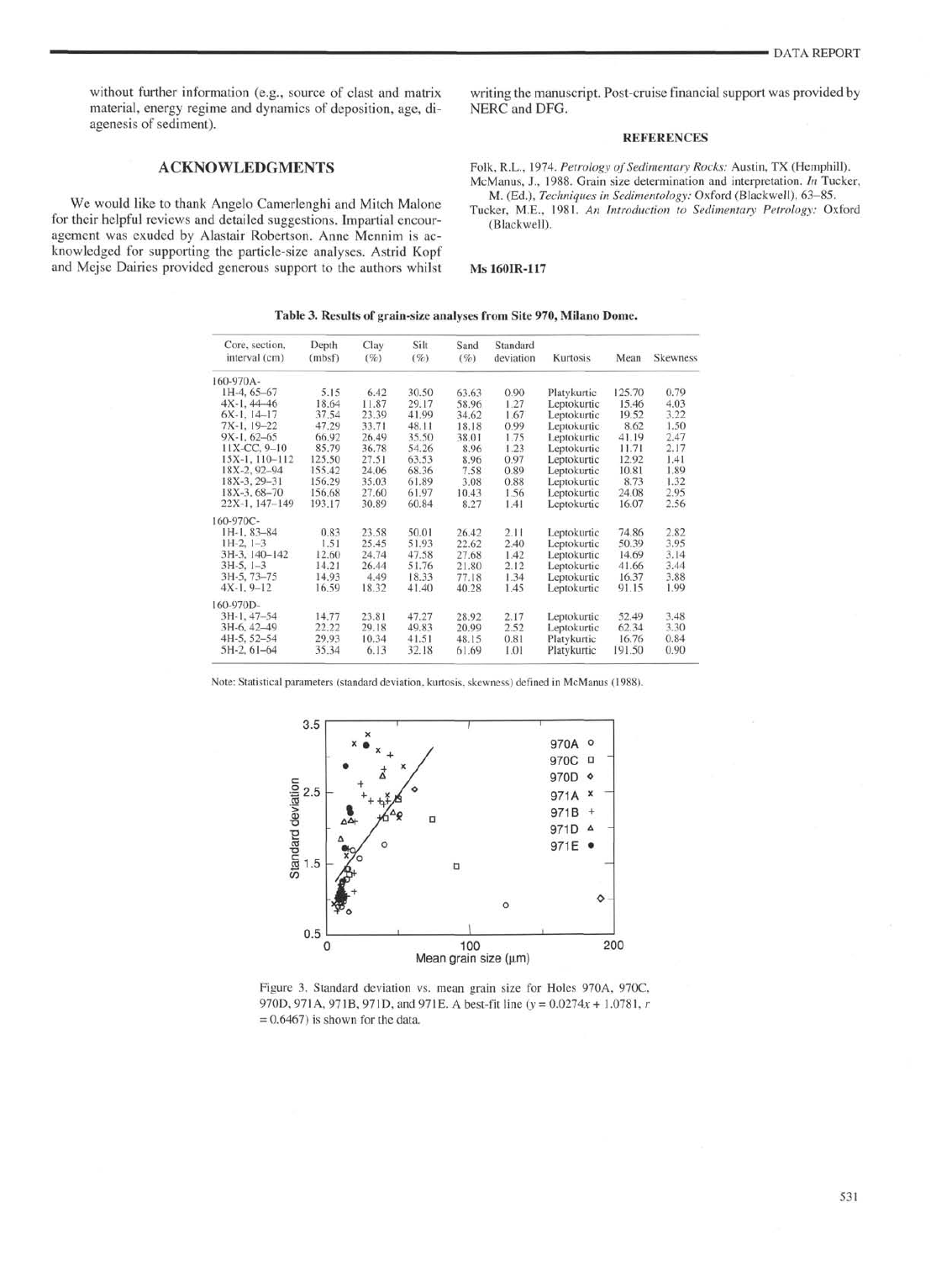without further information (e.g., source of clast and matrix material, energy regime and dynamics of deposition, age, diagenesis of sediment).

## ACKNOWLEDGMENTS

We would like to thank Angelo Camerlenghi and Mitch Malone for their helpful reviews and detailed suggestions. Impartial encouragement was exuded by Alastair Robertson. Anne Mennim is acknowledged for supporting the particle-size analyses. Astrid Kopf and Mejse Dairies provided generous support to the authors whilst writing the manuscript. Post-cruise financial support was provided by NERC and DFG.

### REFERENCES

Folk, R.L., 1974. *Petrology of Sedimentary Rocks:* Austin, TX (Hemphill).

McManus, J., 1988. Grain size determination and interpretation. *In* Tucker, M. (Ed.), *Techniques in Sedimentology:* Oxford (Blackwell), 63–85.

Tucker, M.E., 1981. *An Introduction to Sedimentary Petrology:* Oxford (Blackwell).

**Ms 160IR-117**

**Table 3. Results of grain-size analyses from Site 970, Milano Dome.**

| Core, section, interval (cm) | Depth (mbsf) | Clay (%) | Silt (%) | Sand (%) | Standard deviation | Kurtosis | Mean | Skewness |
|---|---|---|---|---|---|---|---|---|
| 160-970A- | | | | | | | | |
| 1H-4, 65–67 | 5.15 | 6.42 | 30.50 | 63.63 | 0.90 | Platykurtic | 125.70 | 0.79 |
| 4X-1, 44–46 | 18.64 | 11.87 | 29.17 | 58.96 | 1.27 | Leptokurtic | 15.46 | 4.03 |
| 6X-1, 14–17 | 37.54 | 23.39 | 41.99 | 34.62 | 1.67 | Leptokurtic | 19.52 | 3.22 |
| 7X-1, 19–22 | 47.29 | 33.71 | 48.11 | 18.18 | 0.99 | Leptokurtic | 8.62 | 1.50 |
| 9X-1, 62–65 | 66.92 | 26.49 | 35.50 | 38.01 | 1.75 | Leptokurtic | 41.19 | 2.47 |
| 11X-CC, 9–10 | 85.79 | 36.78 | 54.26 | 8.96 | 1.23 | Leptokurtic | 11.71 | 2.17 |
| 15X-1, 110–112 | 125.50 | 27.51 | 63.53 | 8.96 | 0.97 | Leptokurtic | 12.92 | 1.41 |
| 18X-2, 92–94 | 155.42 | 24.06 | 68.36 | 7.58 | 0.89 | Leptokurtic | 10.81 | 1.89 |
| 18X-3, 29–31 | 156.29 | 35.03 | 61.89 | 3.08 | 0.88 | Leptokurtic | 8.73 | 1.32 |
| 18X-3, 68–70 | 156.68 | 27.60 | 61.97 | 10.43 | 1.56 | Leptokurtic | 24.08 | 2.95 |
| 22X-1, 147–149 | 193.17 | 30.89 | 60.84 | 8.27 | 1.41 | Leptokurtic | 16.07 | 2.56 |
| 160-970C- | | | | | | | | |
| 1H-1, 83–84 | 0.83 | 23.58 | 50.01 | 26.42 | 2.11 | Leptokurtic | 74.86 | 2.82 |
| 1H-2, 1–3 | 1.51 | 25.45 | 51.93 | 22.62 | 2.40 | Leptokurtic | 50.39 | 3.95 |
| 3H-3, 140–142 | 12.60 | 24.74 | 47.58 | 27.68 | 1.42 | Leptokurtic | 14.69 | 3.14 |
| 3H-5, 1–3 | 14.21 | 26.44 | 51.76 | 21.80 | 2.12 | Leptokurtic | 41.66 | 3.44 |
| 3H-5, 73–75 | 14.93 | 4.49 | 18.33 | 77.18 | 1.34 | Leptokurtic | 16.37 | 3.88 |
| 4X-1, 9–12 | 16.59 | 18.32 | 41.40 | 40.28 | 1.45 | Leptokurtic | 91.15 | 1.99 |
| 160-970D- | | | | | | | | |
| 3H-1, 47–54 | 14.77 | 23.81 | 47.27 | 28.92 | 2.17 | Leptokurtic | 52.49 | 3.48 |
| 3H-6, 42–49 | 22.22 | 29.18 | 49.83 | 20.99 | 2.52 | Leptokurtic | 62.34 | 3.30 |
| 4H-5, 52–54 | 29.93 | 10.34 | 41.51 | 48.15 | 0.81 | Platykurtic | 16.76 | 0.84 |
| 5H-2, 61–64 | 35.34 | 6.13 | 32.18 | 61.69 | 1.01 | Platykurtic | 191.50 | 0.90 |

Note: Statistical parameters (standard deviation, kurtosis, skewness) defined in McManus (1988).

Figure 3. Standard deviation vs. mean grain size for Holes 970A, 970C, 970D, 971A, 971B, 971D, and 971E. A best-fit line ($y = 0.0274x + 1.0781$, $r = 0.6467$) is shown for the data.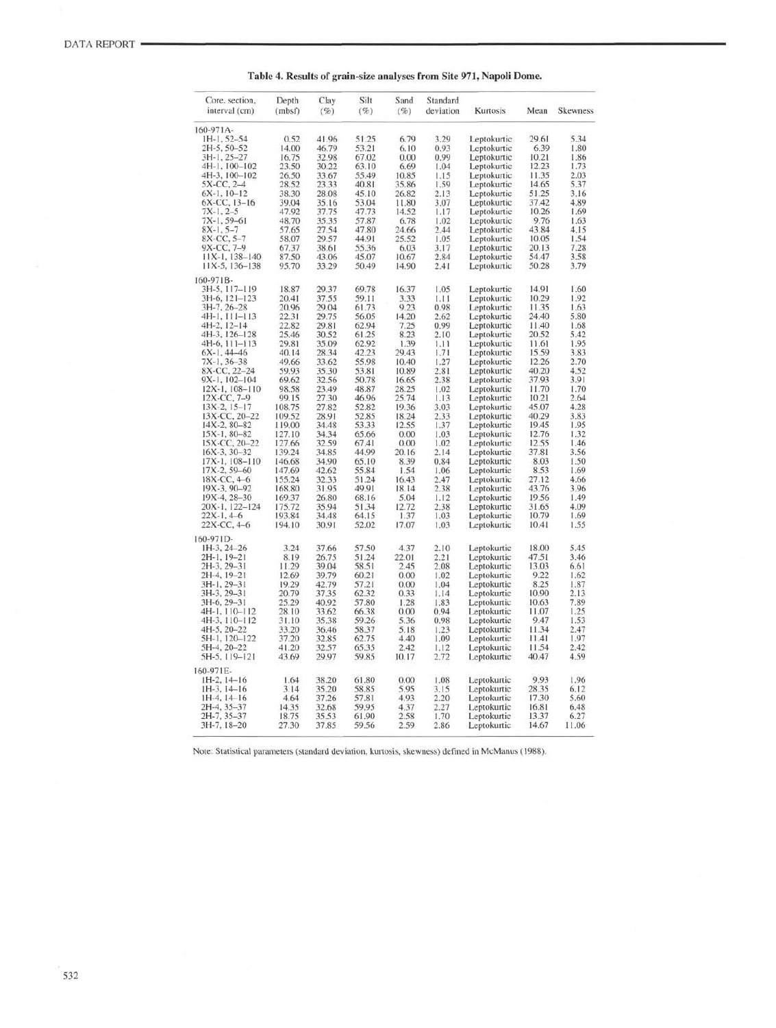**Table 4. Results of grain-size analyses from Site 971, Napoli Dome.**

| Core, section, interval (cm) | Depth (mbsf) | Clay (%) | Silt (%) | Sand (%) | Standard deviation | Kurtosis | Mean | Skewness |
|---|---|---|---|---|---|---|---|---|
| 160-971A- | | | | | | | | |
| 1H-1, 52–54 | 0.52 | 41.96 | 51.25 | 6.79 | 3.29 | Leptokurtic | 29.61 | 5.34 |
| 2H-5, 50–52 | 14.00 | 46.79 | 53.21 | 6.10 | 0.93 | Leptokurtic | 6.39 | 1.80 |
| 3H-1, 25–27 | 16.75 | 32.98 | 67.02 | 0.00 | 0.99 | Leptokurtic | 10.21 | 1.86 |
| 4H-1, 100–102 | 23.50 | 30.22 | 63.10 | 6.69 | 1.04 | Leptokurtic | 12.23 | 1.73 |
| 4H-3, 100–102 | 26.50 | 33.67 | 55.49 | 10.85 | 1.15 | Leptokurtic | 11.35 | 2.03 |
| 5X-CC, 2–4 | 28.52 | 23.33 | 40.81 | 35.86 | 1.59 | Leptokurtic | 14.65 | 5.37 |
| 6X-1, 10–12 | 38.30 | 28.08 | 45.10 | 26.82 | 2.13 | Leptokurtic | 51.25 | 3.16 |
| 6X-CC, 13–16 | 39.04 | 35.16 | 53.04 | 11.80 | 3.07 | Leptokurtic | 37.42 | 4.89 |
| 7X-1, 2–5 | 47.92 | 37.75 | 47.73 | 14.52 | 1.17 | Leptokurtic | 10.26 | 1.69 |
| 7X-1, 59–61 | 48.70 | 35.35 | 57.87 | 6.78 | 1.02 | Leptokurtic | 9.76 | 1.63 |
| 8X-1, 5–7 | 57.65 | 27.54 | 47.80 | 24.66 | 2.44 | Leptokurtic | 43.84 | 4.15 |
| 8X-CC, 5–7 | 58.07 | 29.57 | 44.91 | 25.52 | 1.05 | Leptokurtic | 10.05 | 1.54 |
| 9X-CC, 7–9 | 67.37 | 38.61 | 55.36 | 6.03 | 3.17 | Leptokurtic | 20.13 | 7.28 |
| 11X-1, 138–140 | 87.50 | 43.06 | 45.07 | 10.67 | 2.84 | Leptokurtic | 54.47 | 3.58 |
| 11X-5, 136–138 | 95.70 | 33.29 | 50.49 | 14.90 | 2.41 | Leptokurtic | 50.28 | 3.79 |
| 160-971B- | | | | | | | | |
| 3H-5, 117–119 | 18.87 | 29.37 | 69.78 | 16.37 | 1.05 | Leptokurtic | 14.91 | 1.60 |
| 3H-6, 121–123 | 20.41 | 37.55 | 59.11 | 3.33 | 1.11 | Leptokurtic | 10.29 | 1.92 |
| 3H-7, 26–28 | 20.96 | 29.04 | 61.73 | 9.23 | 0.98 | Leptokurtic | 11.35 | 1.63 |
| 4H-1, 111–113 | 22.31 | 29.75 | 56.05 | 14.20 | 2.62 | Leptokurtic | 24.40 | 5.80 |
| 4H-2, 12–14 | 22.82 | 29.81 | 62.94 | 7.25 | 0.99 | Leptokurtic | 11.40 | 1.68 |
| 4H-3, 126–128 | 25.46 | 30.52 | 61.25 | 8.23 | 2.10 | Leptokurtic | 20.52 | 5.42 |
| 4H-6, 111–113 | 29.81 | 35.09 | 62.92 | 1.39 | 1.11 | Leptokurtic | 11.61 | 1.95 |
| 6X-1, 44–46 | 40.14 | 28.34 | 42.23 | 29.43 | 1.71 | Leptokurtic | 15.59 | 3.83 |
| 7X-1, 36–38 | 49.66 | 33.62 | 55.98 | 10.40 | 1.27 | Leptokurtic | 12.26 | 2.70 |
| 8X-CC, 22–24 | 59.93 | 35.30 | 53.81 | 10.89 | 2.81 | Leptokurtic | 40.20 | 4.52 |
| 9X-1, 102–104 | 69.62 | 32.56 | 50.78 | 16.65 | 2.38 | Leptokurtic | 37.93 | 3.91 |
| 12X-1, 108–110 | 98.58 | 23.49 | 48.87 | 28.25 | 1.02 | Leptokurtic | 11.70 | 1.70 |
| 12X-CC, 7–9 | 99.15 | 27.30 | 46.96 | 25.74 | 1.13 | Leptokurtic | 10.21 | 2.64 |
| 13X-2, 15–17 | 108.75 | 27.82 | 52.82 | 19.36 | 3.03 | Leptokurtic | 45.07 | 4.28 |
| 13X-CC, 20–22 | 109.52 | 28.91 | 52.85 | 18.24 | 2.33 | Leptokurtic | 40.29 | 3.83 |
| 14X-2, 80–82 | 119.00 | 34.48 | 53.33 | 12.55 | 1.37 | Leptokurtic | 19.45 | 1.95 |
| 15X-1, 80–82 | 127.10 | 34.34 | 65.66 | 0.00 | 1.03 | Leptokurtic | 12.76 | 1.32 |
| 15X-CC, 20–22 | 127.66 | 32.59 | 67.41 | 0.00 | 1.02 | Leptokurtic | 12.55 | 1.46 |
| 16X-3, 30–32 | 139.24 | 34.85 | 44.99 | 20.16 | 2.14 | Leptokurtic | 37.81 | 3.56 |
| 17X-1, 108–110 | 146.68 | 34.90 | 65.10 | 8.39 | 0.84 | Leptokurtic | 8.03 | 1.50 |
| 17X-2, 59–60 | 147.69 | 42.62 | 55.84 | 1.54 | 1.06 | Leptokurtic | 8.53 | 1.69 |
| 18X-CC, 4–6 | 155.24 | 32.33 | 51.24 | 16.43 | 2.47 | Leptokurtic | 27.12 | 4.66 |
| 19X-3, 90–92 | 168.80 | 31.95 | 49.91 | 18.14 | 2.38 | Leptokurtic | 43.76 | 3.96 |
| 19X-4, 28–30 | 169.37 | 26.80 | 68.16 | 5.04 | 1.12 | Leptokurtic | 19.56 | 1.49 |
| 20X-1, 122–124 | 175.72 | 35.94 | 51.34 | 12.72 | 2.38 | Leptokurtic | 31.65 | 4.09 |
| 22X-1, 4–6 | 193.84 | 34.48 | 64.15 | 1.37 | 1.03 | Leptokurtic | 10.79 | 1.69 |
| 22X-CC, 4–6 | 194.10 | 30.91 | 52.02 | 17.07 | 1.03 | Leptokurtic | 10.41 | 1.55 |
| 160-971D- | | | | | | | | |
| 1H-3, 24–26 | 3.24 | 37.66 | 57.50 | 4.37 | 2.10 | Leptokurtic | 18.00 | 5.45 |
| 2H-1, 19–21 | 8.19 | 26.75 | 51.24 | 22.01 | 2.21 | Leptokurtic | 47.51 | 3.46 |
| 2H-3, 29–31 | 11.29 | 39.04 | 58.51 | 2.45 | 2.08 | Leptokurtic | 13.03 | 6.61 |
| 2H-4, 19–21 | 12.69 | 39.79 | 60.21 | 0.00 | 1.02 | Leptokurtic | 9.22 | 1.62 |
| 3H-1, 29–31 | 19.29 | 42.79 | 57.21 | 0.00 | 1.04 | Leptokurtic | 8.25 | 1.87 |
| 3H-3, 29–31 | 20.79 | 37.35 | 62.32 | 0.33 | 1.14 | Leptokurtic | 10.90 | 2.13 |
| 3H-6, 29–31 | 25.29 | 40.92 | 57.80 | 1.28 | 1.83 | Leptokurtic | 10.63 | 7.89 |
| 4H-1, 110–112 | 28.10 | 33.62 | 66.38 | 0.00 | 0.94 | Leptokurtic | 11.07 | 1.25 |
| 4H-3, 110–112 | 31.10 | 35.38 | 59.26 | 5.36 | 0.98 | Leptokurtic | 9.47 | 1.53 |
| 4H-5, 20–22 | 33.20 | 36.46 | 58.37 | 5.18 | 1.23 | Leptokurtic | 11.34 | 2.47 |
| 5H-1, 120–122 | 37.20 | 32.85 | 62.75 | 4.40 | 1.09 | Leptokurtic | 11.41 | 1.97 |
| 5H-4, 20–22 | 41.20 | 32.57 | 65.35 | 2.42 | 1.12 | Leptokurtic | 11.54 | 2.42 |
| 5H-5, 119–121 | 43.69 | 29.97 | 59.85 | 10.17 | 2.72 | Leptokurtic | 40.47 | 4.59 |
| 160-971E- | | | | | | | | |
| 1H-2, 14–16 | 1.64 | 38.20 | 61.80 | 0.00 | 1.08 | Leptokurtic | 9.93 | 1.96 |
| 1H-3, 14–16 | 3.14 | 35.20 | 58.85 | 5.95 | 3.15 | Leptokurtic | 28.35 | 6.12 |
| 1H-4, 14–16 | 4.64 | 37.26 | 57.81 | 4.93 | 2.20 | Leptokurtic | 17.30 | 5.60 |
| 2H-4, 35–37 | 14.35 | 32.68 | 59.95 | 4.37 | 2.27 | Leptokurtic | 16.81 | 6.48 |
| 2H-7, 35–37 | 18.75 | 35.53 | 61.90 | 2.58 | 1.70 | Leptokurtic | 13.37 | 6.27 |
| 3H-7, 18–20 | 27.30 | 37.85 | 59.56 | 2.59 | 2.86 | Leptokurtic | 14.67 | 11.06 |

Note: Statistical parameters (standard deviation, kurtosis, skewness) defined in McManus (1988).